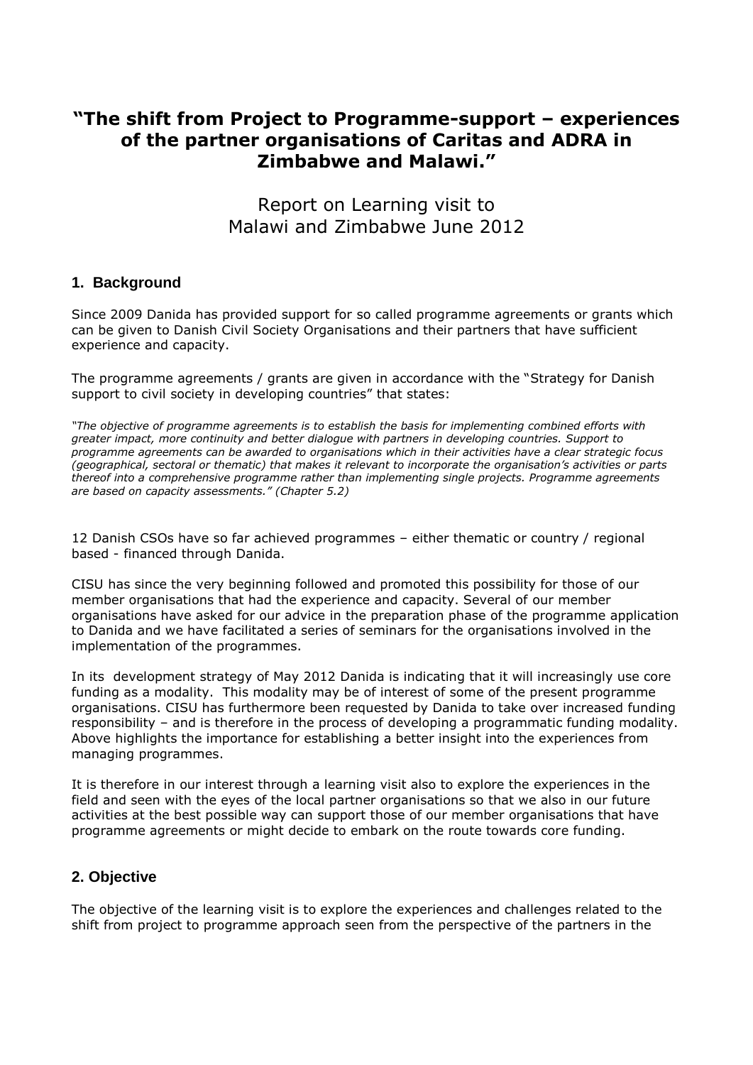# "The shift from Project to Programme-support – experiences of the partner organisations of Caritas and ADRA in Zimbabwe and Malawi."

Report on Learning visit to Malawi and Zimbabwe June 2012

## 1. Background

Since 2009 Danida has provided support for so called programme agreements or grants which can be given to Danish Civil Society Organisations and their partners that have sufficient experience and capacity.

The programme agreements / grants are given in accordance with the "Strategy for Danish support to civil society in developing countries" that states:

*"The objective of programme agreements is to establish the basis for implementing combined efforts with greater impact, more continuity and better dialogue with partners in developing countries. Support to programme agreements can be awarded to organisations which in their activities have a clear strategic focus (geographical, sectoral or thematic) that makes it relevant to incorporate the organisation's activities or parts thereof into a comprehensive programme rather than implementing single projects. Programme agreements are based on capacity assessments." (Chapter 5.2)*

12 Danish CSOs have so far achieved programmes – either thematic or country / regional based - financed through Danida.

CISU has since the very beginning followed and promoted this possibility for those of our member organisations that had the experience and capacity. Several of our member organisations have asked for our advice in the preparation phase of the programme application to Danida and we have facilitated a series of seminars for the organisations involved in the implementation of the programmes.

In its development strategy of May 2012 Danida is indicating that it will increasingly use core funding as a modality. This modality may be of interest of some of the present programme organisations. CISU has furthermore been requested by Danida to take over increased funding responsibility – and is therefore in the process of developing a programmatic funding modality. Above highlights the importance for establishing a better insight into the experiences from managing programmes.

It is therefore in our interest through a learning visit also to explore the experiences in the field and seen with the eyes of the local partner organisations so that we also in our future activities at the best possible way can support those of our member organisations that have programme agreements or might decide to embark on the route towards core funding.

## 2. Objective

The objective of the learning visit is to explore the experiences and challenges related to the shift from project to programme approach seen from the perspective of the partners in the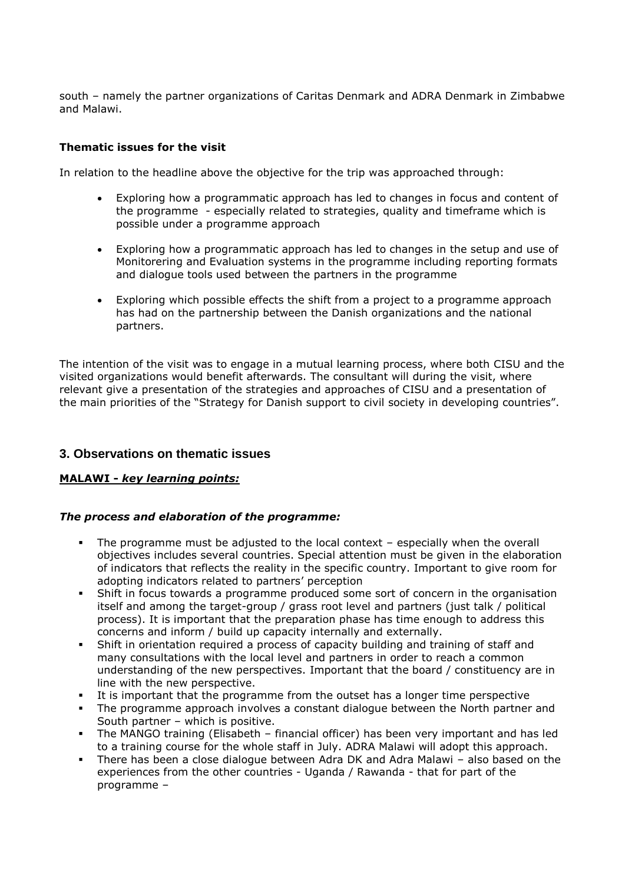south – namely the partner organizations of Caritas Denmark and ADRA Denmark in Zimbabwe and Malawi.

**Thematic issues for the visit**

In relation to the headline above the objective for the trip was approached through:

- Exploring how a programmatic approach has led to changes in focus and content of the programme - especially related to strategies, quality and timeframe which is possible under a programme approach
- Exploring how a programmatic approach has led to changes in the setup and use of Monitorering and Evaluation systems in the programme including reporting formats and dialogue tools used between the partners in the programme
- Exploring which possible effects the shift from a project to a programme approach has had on the partnership between the Danish organizations and the national partners.

The intention of the visit was to engage in a mutual learning process, where both CISU and the visited organizations would benefit afterwards. The consultant will during the visit, where relevant give a presentation of the strategies and approaches of CISU and a presentation of the main priorities of the "Strategy for Danish support to civil society in developing countries".

## 3. Observations on thematic issues

**MALAWI - *key learning points:***

***The process and elaboration of the programme:***

- The programme must be adjusted to the local context – especially when the overall objectives includes several countries. Special attention must be given in the elaboration of indicators that reflects the reality in the specific country. Important to give room for adopting indicators related to partners' perception
- Shift in focus towards a programme produced some sort of concern in the organisation itself and among the target-group / grass root level and partners (just talk / political process). It is important that the preparation phase has time enough to address this concerns and inform / build up capacity internally and externally.
- Shift in orientation required a process of capacity building and training of staff and many consultations with the local level and partners in order to reach a common understanding of the new perspectives. Important that the board / constituency are in line with the new perspective.
- It is important that the programme from the outset has a longer time perspective
- The programme approach involves a constant dialogue between the North partner and South partner – which is positive.
- The MANGO training (Elisabeth – financial officer) has been very important and has led to a training course for the whole staff in July. ADRA Malawi will adopt this approach.
- There has been a close dialogue between Adra DK and Adra Malawi – also based on the experiences from the other countries - Uganda / Rawanda - that for part of the programme –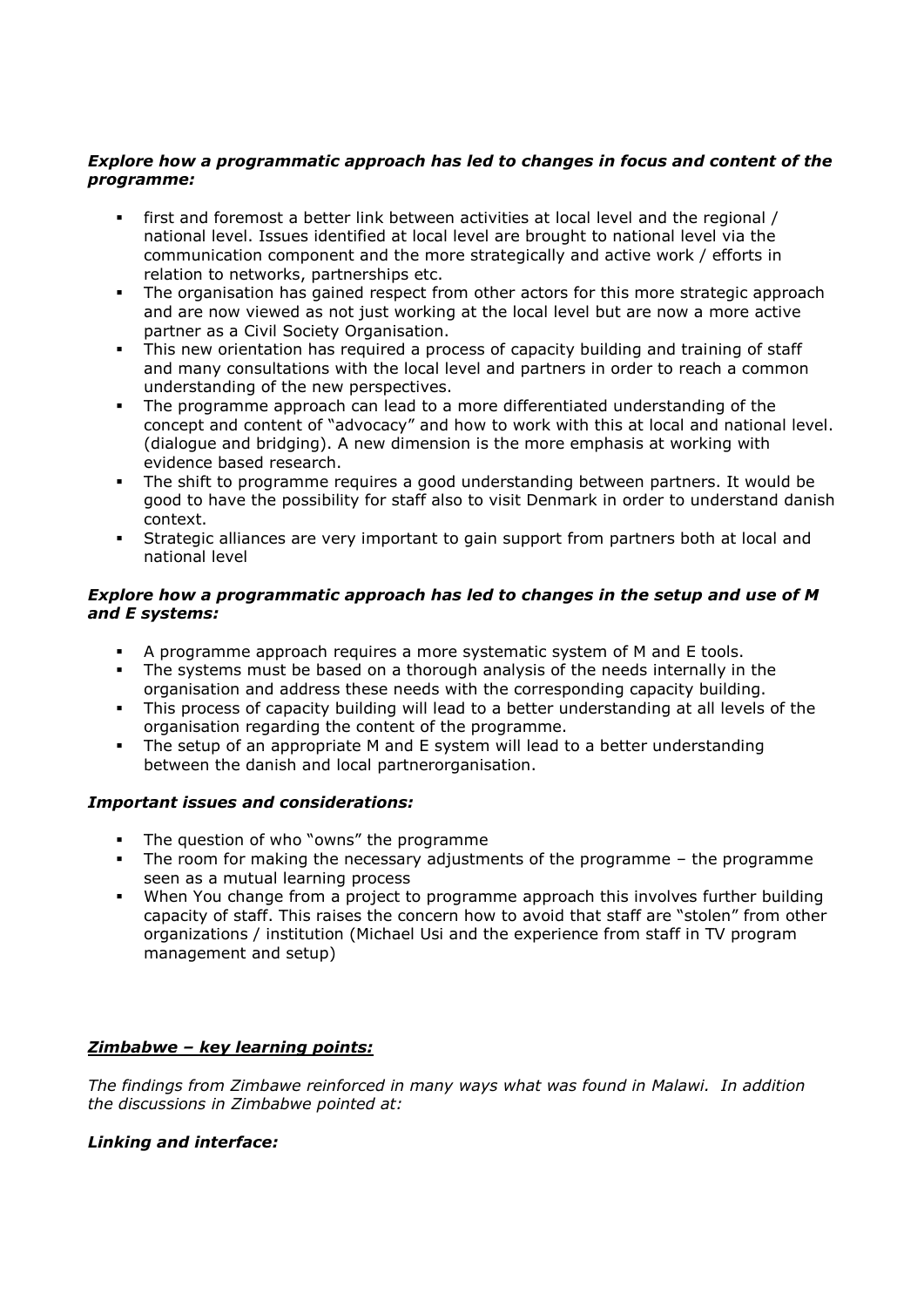***Explore how a programmatic approach has led to changes in focus and content of the programme:***

- first and foremost a better link between activities at local level and the regional / national level. Issues identified at local level are brought to national level via the communication component and the more strategically and active work / efforts in relation to networks, partnerships etc.
- The organisation has gained respect from other actors for this more strategic approach and are now viewed as not just working at the local level but are now a more active partner as a Civil Society Organisation.
- This new orientation has required a process of capacity building and training of staff and many consultations with the local level and partners in order to reach a common understanding of the new perspectives.
- The programme approach can lead to a more differentiated understanding of the concept and content of "advocacy" and how to work with this at local and national level. (dialogue and bridging). A new dimension is the more emphasis at working with evidence based research.
- The shift to programme requires a good understanding between partners. It would be good to have the possibility for staff also to visit Denmark in order to understand danish context.
- Strategic alliances are very important to gain support from partners both at local and national level

***Explore how a programmatic approach has led to changes in the setup and use of M and E systems:***

- A programme approach requires a more systematic system of M and E tools.
- The systems must be based on a thorough analysis of the needs internally in the organisation and address these needs with the corresponding capacity building.
- This process of capacity building will lead to a better understanding at all levels of the organisation regarding the content of the programme.
- The setup of an appropriate M and E system will lead to a better understanding between the danish and local partnerorganisation.

***Important issues and considerations:***

- The question of who "owns" the programme
- The room for making the necessary adjustments of the programme – the programme seen as a mutual learning process
- When You change from a project to programme approach this involves further building capacity of staff. This raises the concern how to avoid that staff are "stolen" from other organizations / institution (Michael Usi and the experience from staff in TV program management and setup)

***<u>Zimbabwe – key learning points:</u>***

*The findings from Zimbawe reinforced in many ways what was found in Malawi. In addition the discussions in Zimbabwe pointed at:*

***Linking and interface:***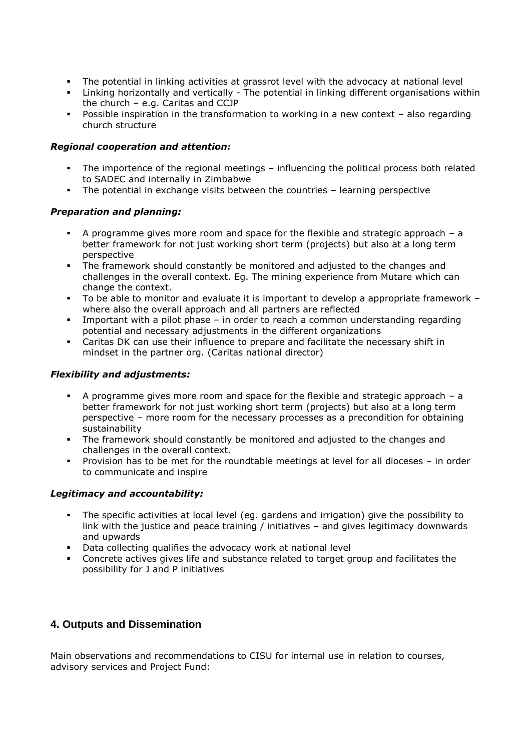- The potential in linking activities at grassrot level with the advocacy at national level
- Linking horizontally and vertically - The potential in linking different organisations within the church – e.g. Caritas and CCJP
- Possible inspiration in the transformation to working in a new context – also regarding church structure

***Regional cooperation and attention:***

- The importence of the regional meetings – influencing the political process both related to SADEC and internally in Zimbabwe
- The potential in exchange visits between the countries – learning perspective

***Preparation and planning:***

- A programme gives more room and space for the flexible and strategic approach – a better framework for not just working short term (projects) but also at a long term perspective
- The framework should constantly be monitored and adjusted to the changes and challenges in the overall context. Eg. The mining experience from Mutare which can change the context.
- To be able to monitor and evaluate it is important to develop a appropriate framework – where also the overall approach and all partners are reflected
- Important with a pilot phase – in order to reach a common understanding regarding potential and necessary adjustments in the different organizations
- Caritas DK can use their influence to prepare and facilitate the necessary shift in mindset in the partner org. (Caritas national director)

***Flexibility and adjustments:***

- A programme gives more room and space for the flexible and strategic approach – a better framework for not just working short term (projects) but also at a long term perspective – more room for the necessary processes as a precondition for obtaining sustainability
- The framework should constantly be monitored and adjusted to the changes and challenges in the overall context.
- Provision has to be met for the roundtable meetings at level for all dioceses – in order to communicate and inspire

***Legitimacy and accountability:***

- The specific activities at local level (eg. gardens and irrigation) give the possibility to link with the justice and peace training / initiatives – and gives legitimacy downwards and upwards
- Data collecting qualifies the advocacy work at national level
- Concrete actives gives life and substance related to target group and facilitates the possibility for J and P initiatives

## 4. Outputs and Dissemination

Main observations and recommendations to CISU for internal use in relation to courses, advisory services and Project Fund: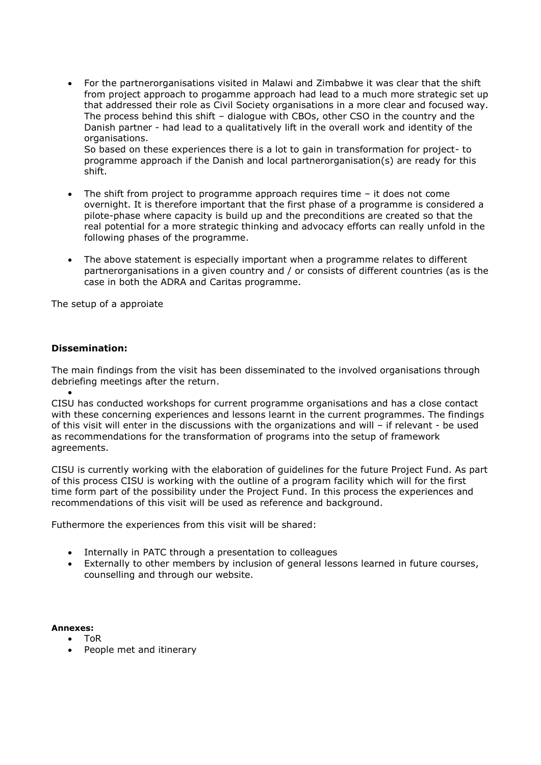- For the partnerorganisations visited in Malawi and Zimbabwe it was clear that the shift from project approach to progamme approach had lead to a much more strategic set up that addressed their role as Civil Society organisations in a more clear and focused way. The process behind this shift – dialogue with CBOs, other CSO in the country and the Danish partner - had lead to a qualitatively lift in the overall work and identity of the organisations.
  So based on these experiences there is a lot to gain in transformation for project- to programme approach if the Danish and local partnerorganisation(s) are ready for this shift.

- The shift from project to programme approach requires time – it does not come overnight. It is therefore important that the first phase of a programme is considered a pilote-phase where capacity is build up and the preconditions are created so that the real potential for a more strategic thinking and advocacy efforts can really unfold in the following phases of the programme.

- The above statement is especially important when a programme relates to different partnerorganisations in a given country and / or consists of different countries (as is the case in both the ADRA and Caritas programme.

The setup of a approiate

**Dissemination:**

The main findings from the visit has been disseminated to the involved organisations through debriefing meetings after the return.

CISU has conducted workshops for current programme organisations and has a close contact with these concerning experiences and lessons learnt in the current programmes. The findings of this visit will enter in the discussions with the organizations and will – if relevant - be used as recommendations for the transformation of programs into the setup of framework agreements.

CISU is currently working with the elaboration of guidelines for the future Project Fund. As part of this process CISU is working with the outline of a program facility which will for the first time form part of the possibility under the Project Fund. In this process the experiences and recommendations of this visit will be used as reference and background.

Futhermore the experiences from this visit will be shared:

- Internally in PATC through a presentation to colleagues
- Externally to other members by inclusion of general lessons learned in future courses, counselling and through our website.

**Annexes:**

- ToR
- People met and itinerary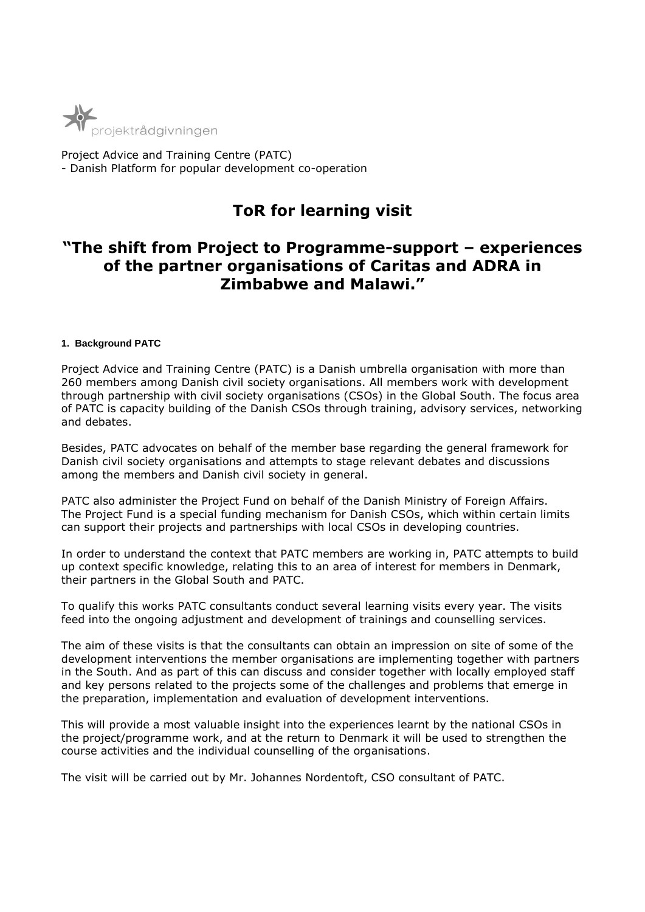projektrådgivningen

Project Advice and Training Centre (PATC)
- Danish Platform for popular development co-operation

# ToR for learning visit

## "The shift from Project to Programme-support – experiences of the partner organisations of Caritas and ADRA in Zimbabwe and Malawi."

### 1. Background PATC

Project Advice and Training Centre (PATC) is a Danish umbrella organisation with more than 260 members among Danish civil society organisations. All members work with development through partnership with civil society organisations (CSOs) in the Global South. The focus area of PATC is capacity building of the Danish CSOs through training, advisory services, networking and debates.

Besides, PATC advocates on behalf of the member base regarding the general framework for Danish civil society organisations and attempts to stage relevant debates and discussions among the members and Danish civil society in general.

PATC also administer the Project Fund on behalf of the Danish Ministry of Foreign Affairs. The Project Fund is a special funding mechanism for Danish CSOs, which within certain limits can support their projects and partnerships with local CSOs in developing countries.

In order to understand the context that PATC members are working in, PATC attempts to build up context specific knowledge, relating this to an area of interest for members in Denmark, their partners in the Global South and PATC.

To qualify this works PATC consultants conduct several learning visits every year. The visits feed into the ongoing adjustment and development of trainings and counselling services.

The aim of these visits is that the consultants can obtain an impression on site of some of the development interventions the member organisations are implementing together with partners in the South. And as part of this can discuss and consider together with locally employed staff and key persons related to the projects some of the challenges and problems that emerge in the preparation, implementation and evaluation of development interventions.

This will provide a most valuable insight into the experiences learnt by the national CSOs in the project/programme work, and at the return to Denmark it will be used to strengthen the course activities and the individual counselling of the organisations.

The visit will be carried out by Mr. Johannes Nordentoft, CSO consultant of PATC.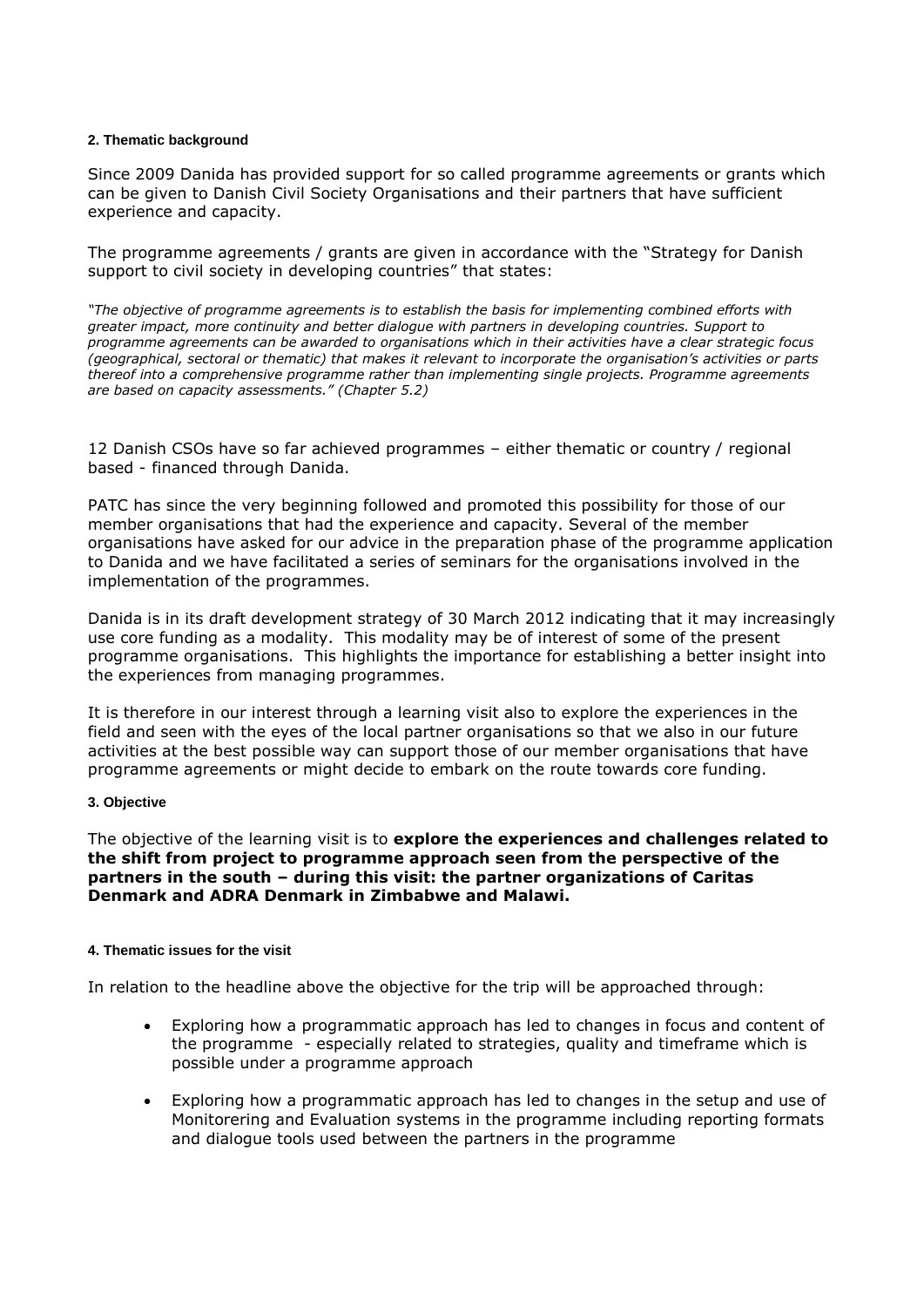## 2. Thematic background

Since 2009 Danida has provided support for so called programme agreements or grants which can be given to Danish Civil Society Organisations and their partners that have sufficient experience and capacity.

The programme agreements / grants are given in accordance with the "Strategy for Danish support to civil society in developing countries" that states:

*"The objective of programme agreements is to establish the basis for implementing combined efforts with greater impact, more continuity and better dialogue with partners in developing countries. Support to programme agreements can be awarded to organisations which in their activities have a clear strategic focus (geographical, sectoral or thematic) that makes it relevant to incorporate the organisation's activities or parts thereof into a comprehensive programme rather than implementing single projects. Programme agreements are based on capacity assessments." (Chapter 5.2)*

12 Danish CSOs have so far achieved programmes – either thematic or country / regional based - financed through Danida.

PATC has since the very beginning followed and promoted this possibility for those of our member organisations that had the experience and capacity. Several of the member organisations have asked for our advice in the preparation phase of the programme application to Danida and we have facilitated a series of seminars for the organisations involved in the implementation of the programmes.

Danida is in its draft development strategy of 30 March 2012 indicating that it may increasingly use core funding as a modality. This modality may be of interest of some of the present programme organisations. This highlights the importance for establishing a better insight into the experiences from managing programmes.

It is therefore in our interest through a learning visit also to explore the experiences in the field and seen with the eyes of the local partner organisations so that we also in our future activities at the best possible way can support those of our member organisations that have programme agreements or might decide to embark on the route towards core funding.

## 3. Objective

The objective of the learning visit is to **explore the experiences and challenges related to the shift from project to programme approach seen from the perspective of the partners in the south – during this visit: the partner organizations of Caritas Denmark and ADRA Denmark in Zimbabwe and Malawi.**

## 4. Thematic issues for the visit

In relation to the headline above the objective for the trip will be approached through:

- Exploring how a programmatic approach has led to changes in focus and content of the programme - especially related to strategies, quality and timeframe which is possible under a programme approach
- Exploring how a programmatic approach has led to changes in the setup and use of Monitorering and Evaluation systems in the programme including reporting formats and dialogue tools used between the partners in the programme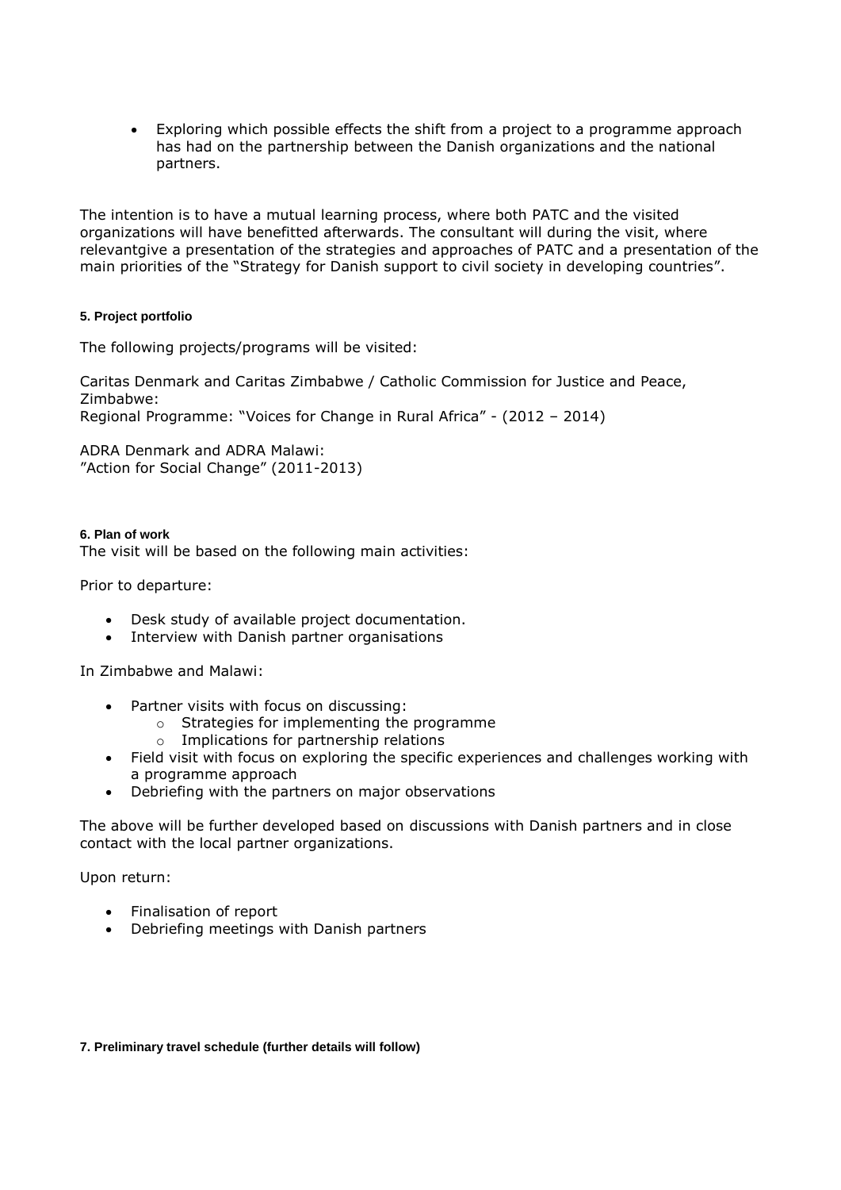- Exploring which possible effects the shift from a project to a programme approach has had on the partnership between the Danish organizations and the national partners.

The intention is to have a mutual learning process, where both PATC and the visited organizations will have benefitted afterwards. The consultant will during the visit, where relevantgive a presentation of the strategies and approaches of PATC and a presentation of the main priorities of the "Strategy for Danish support to civil society in developing countries".

#### 5. Project portfolio

The following projects/programs will be visited:

Caritas Denmark and Caritas Zimbabwe / Catholic Commission for Justice and Peace, Zimbabwe:
Regional Programme: "Voices for Change in Rural Africa" - (2012 – 2014)

ADRA Denmark and ADRA Malawi:
"Action for Social Change" (2011-2013)

#### 6. Plan of work

The visit will be based on the following main activities:

Prior to departure:

- Desk study of available project documentation.
- Interview with Danish partner organisations

In Zimbabwe and Malawi:

- Partner visits with focus on discussing:
  - Strategies for implementing the programme
  - Implications for partnership relations
- Field visit with focus on exploring the specific experiences and challenges working with a programme approach
- Debriefing with the partners on major observations

The above will be further developed based on discussions with Danish partners and in close contact with the local partner organizations.

Upon return:

- Finalisation of report
- Debriefing meetings with Danish partners

#### 7. Preliminary travel schedule (further details will follow)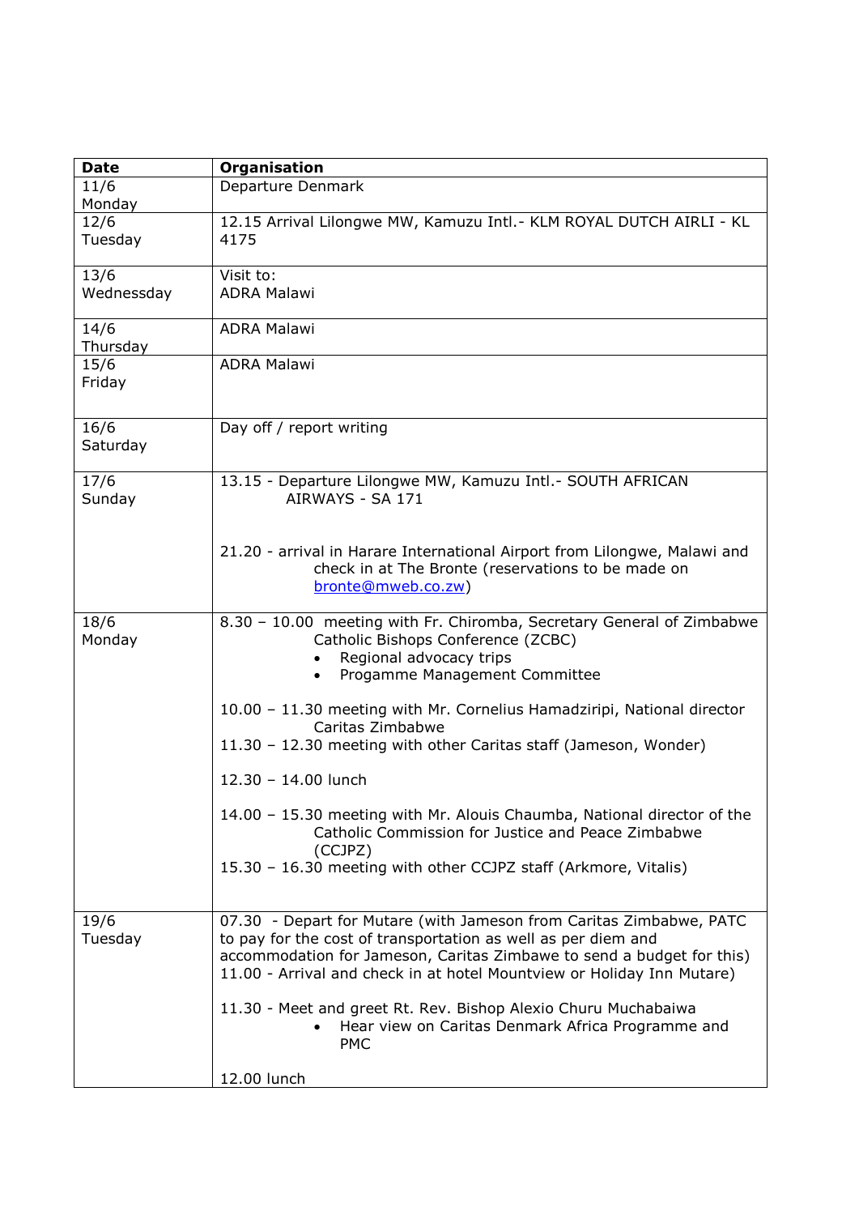| Date | Organisation |
|---|---|
| 11/6 Monday | Departure Denmark |
| 12/6 Tuesday | 12.15 Arrival Lilongwe MW, Kamuzu Intl.- KLM ROYAL DUTCH AIRLI - KL 4175 |
| 13/6 Wednessday | Visit to:<br>ADRA Malawi |
| 14/6 Thursday | ADRA Malawi |
| 15/6 Friday | ADRA Malawi |
| 16/6 Saturday | Day off / report writing |
| 17/6 Sunday | 13.15 - Departure Lilongwe MW, Kamuzu Intl.- SOUTH AFRICAN AIRWAYS - SA 171<br><br>21.20 - arrival in Harare International Airport from Lilongwe, Malawi and check in at The Bronte (reservations to be made on bronte@mweb.co.zw) |
| 18/6 Monday | 8.30 – 10.00 meeting with Fr. Chiromba, Secretary General of Zimbabwe Catholic Bishops Conference (ZCBC)<br>• Regional advocacy trips<br>• Progamme Management Committee<br><br>10.00 – 11.30 meeting with Mr. Cornelius Hamadziripi, National director Caritas Zimbabwe<br>11.30 – 12.30 meeting with other Caritas staff (Jameson, Wonder)<br><br>12.30 – 14.00 lunch<br><br>14.00 – 15.30 meeting with Mr. Alouis Chaumba, National director of the Catholic Commission for Justice and Peace Zimbabwe (CCJPZ)<br>15.30 – 16.30 meeting with other CCJPZ staff (Arkmore, Vitalis) |
| 19/6 Tuesday | 07.30 - Depart for Mutare (with Jameson from Caritas Zimbabwe, PATC to pay for the cost of transportation as well as per diem and accommodation for Jameson, Caritas Zimbawe to send a budget for this)<br>11.00 - Arrival and check in at hotel Mountview or Holiday Inn Mutare)<br><br>11.30 - Meet and greet Rt. Rev. Bishop Alexio Churu Muchabaiwa<br>• Hear view on Caritas Denmark Africa Programme and PMC<br><br>12.00 lunch |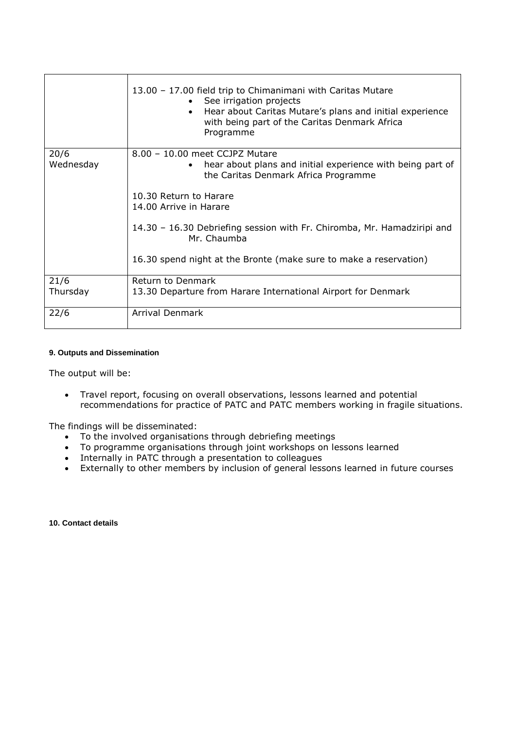| | |
|---|---|
| | 13.00 – 17.00 field trip to Chimanimani with Caritas Mutare<br>• See irrigation projects<br>• Hear about Caritas Mutare's plans and initial experience with being part of the Caritas Denmark Africa Programme |
| 20/6<br>Wednesday | 8.00 – 10.00 meet CCJPZ Mutare<br>• hear about plans and initial experience with being part of the Caritas Denmark Africa Programme<br><br>10.30 Return to Harare<br>14.00 Arrive in Harare<br><br>14.30 – 16.30 Debriefing session with Fr. Chiromba, Mr. Hamadziripi and Mr. Chaumba<br><br>16.30 spend night at the Bronte (make sure to make a reservation) |
| 21/6<br>Thursday | Return to Denmark<br>13.30 Departure from Harare International Airport for Denmark |
| 22/6 | Arrival Denmark |

#### 9. Outputs and Dissemination

The output will be:

- Travel report, focusing on overall observations, lessons learned and potential recommendations for practice of PATC and PATC members working in fragile situations.

The findings will be disseminated:

- To the involved organisations through debriefing meetings
- To programme organisations through joint workshops on lessons learned
- Internally in PATC through a presentation to colleagues
- Externally to other members by inclusion of general lessons learned in future courses

#### 10. Contact details